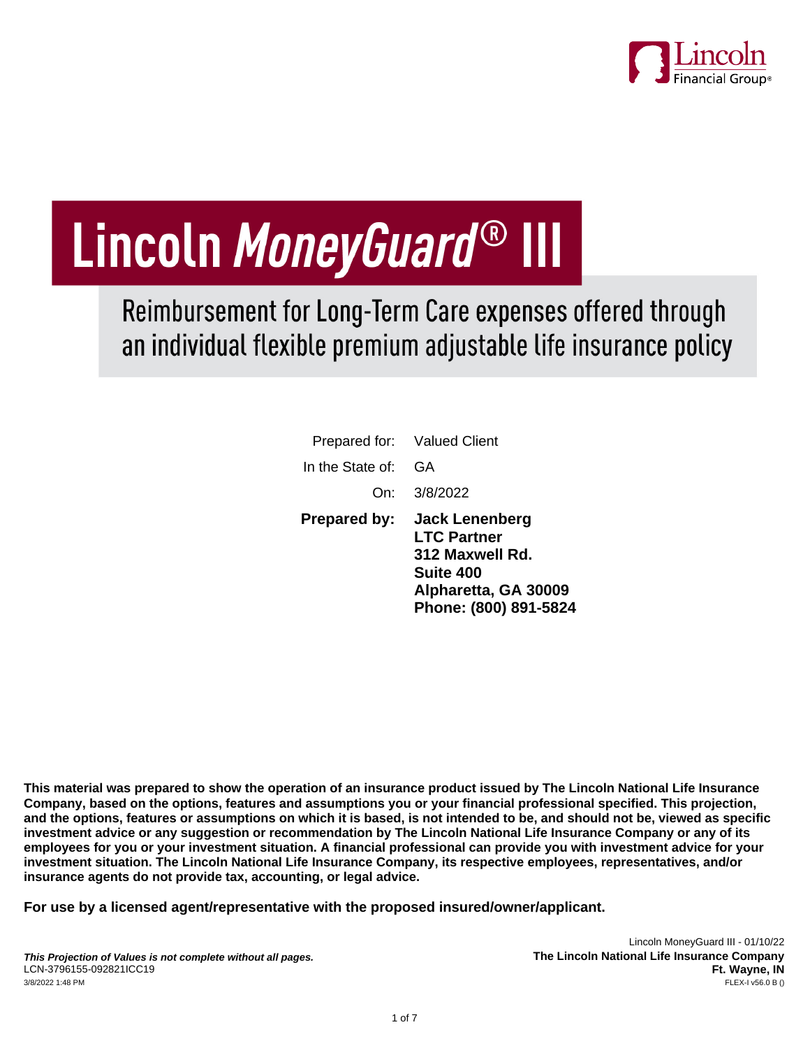Lincoln Financial Group®

# Lincoln *MoneyGuard*® III

## Reimbursement for Long-Term Care expenses offered through an individual flexible premium adjustable life insurance policy

Prepared for: Valued Client

In the State of: GA

On: 3/8/2022

**Prepared by:** **Jack Lenenberg**
**LTC Partner**
**312 Maxwell Rd.**
**Suite 400**
**Alpharetta, GA 30009**
**Phone: (800) 891-5824**

**This material was prepared to show the operation of an insurance product issued by The Lincoln National Life Insurance Company, based on the options, features and assumptions you or your financial professional specified. This projection, and the options, features or assumptions on which it is based, is not intended to be, and should not be, viewed as specific investment advice or any suggestion or recommendation by The Lincoln National Life Insurance Company or any of its employees for you or your investment situation. A financial professional can provide you with investment advice for your investment situation. The Lincoln National Life Insurance Company, its respective employees, representatives, and/or insurance agents do not provide tax, accounting, or legal advice.**

**For use by a licensed agent/representative with the proposed insured/owner/applicant.**

***This Projection of Values is not complete without all pages.***
LCN-3796155-092821ICC19
3/8/2022 1:48 PM

Lincoln MoneyGuard III - 01/10/22
**The Lincoln National Life Insurance Company**
**Ft. Wayne, IN**
FLEX-I v56.0 B ()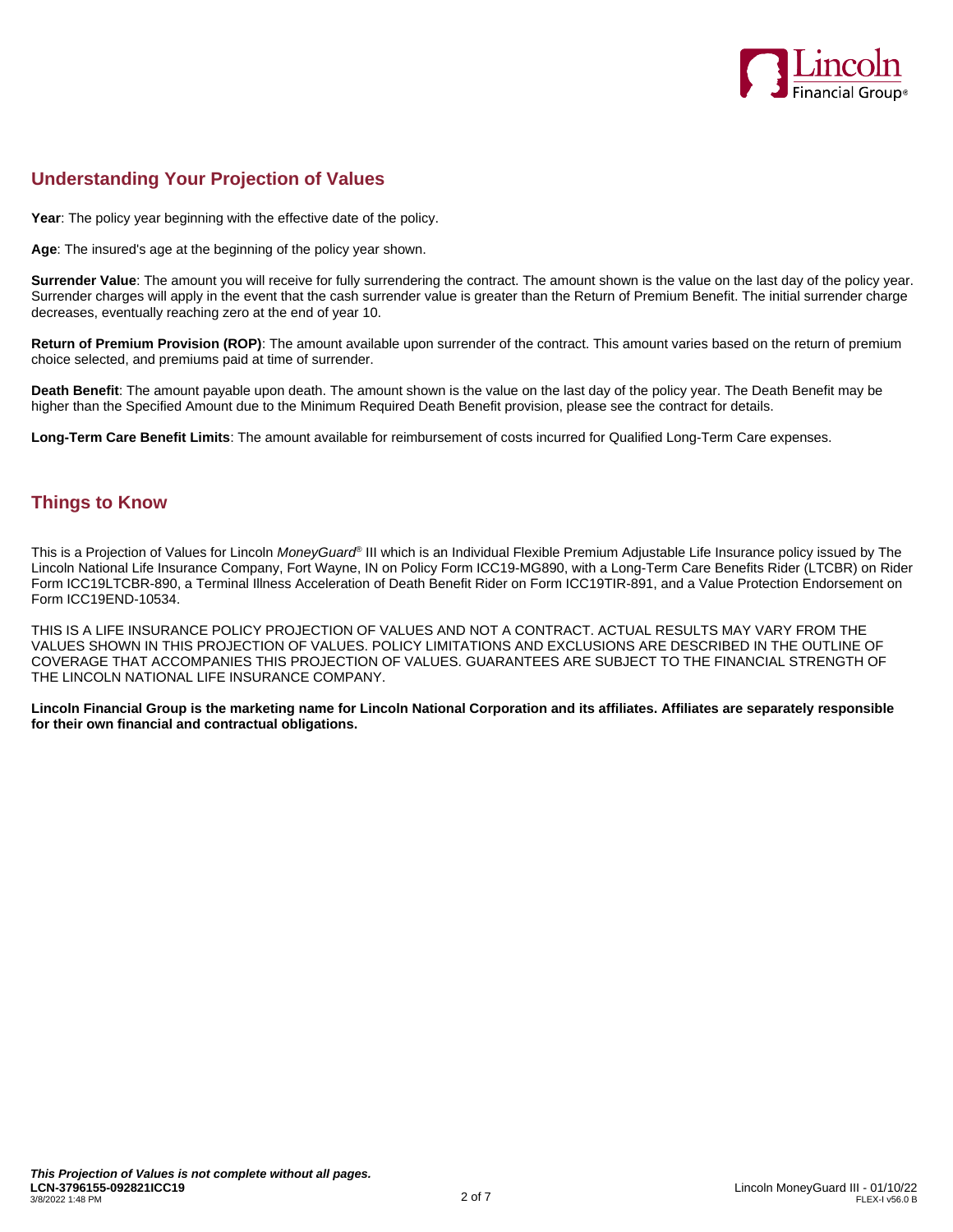## Understanding Your Projection of Values

**Year**: The policy year beginning with the effective date of the policy.

**Age**: The insured's age at the beginning of the policy year shown.

**Surrender Value**: The amount you will receive for fully surrendering the contract. The amount shown is the value on the last day of the policy year. Surrender charges will apply in the event that the cash surrender value is greater than the Return of Premium Benefit. The initial surrender charge decreases, eventually reaching zero at the end of year 10.

**Return of Premium Provision (ROP)**: The amount available upon surrender of the contract. This amount varies based on the return of premium choice selected, and premiums paid at time of surrender.

**Death Benefit**: The amount payable upon death. The amount shown is the value on the last day of the policy year. The Death Benefit may be higher than the Specified Amount due to the Minimum Required Death Benefit provision, please see the contract for details.

**Long-Term Care Benefit Limits**: The amount available for reimbursement of costs incurred for Qualified Long-Term Care expenses.

## Things to Know

This is a Projection of Values for Lincoln *MoneyGuard®* III which is an Individual Flexible Premium Adjustable Life Insurance policy issued by The Lincoln National Life Insurance Company, Fort Wayne, IN on Policy Form ICC19-MG890, with a Long-Term Care Benefits Rider (LTCBR) on Rider Form ICC19LTCBR-890, a Terminal Illness Acceleration of Death Benefit Rider on Form ICC19TIR-891, and a Value Protection Endorsement on Form ICC19END-10534.

THIS IS A LIFE INSURANCE POLICY PROJECTION OF VALUES AND NOT A CONTRACT. ACTUAL RESULTS MAY VARY FROM THE VALUES SHOWN IN THIS PROJECTION OF VALUES. POLICY LIMITATIONS AND EXCLUSIONS ARE DESCRIBED IN THE OUTLINE OF COVERAGE THAT ACCOMPANIES THIS PROJECTION OF VALUES. GUARANTEES ARE SUBJECT TO THE FINANCIAL STRENGTH OF THE LINCOLN NATIONAL LIFE INSURANCE COMPANY.

**Lincoln Financial Group is the marketing name for Lincoln National Corporation and its affiliates. Affiliates are separately responsible for their own financial and contractual obligations.**

***This Projection of Values is not complete without all pages.***
**LCN-3796155-092821ICC19**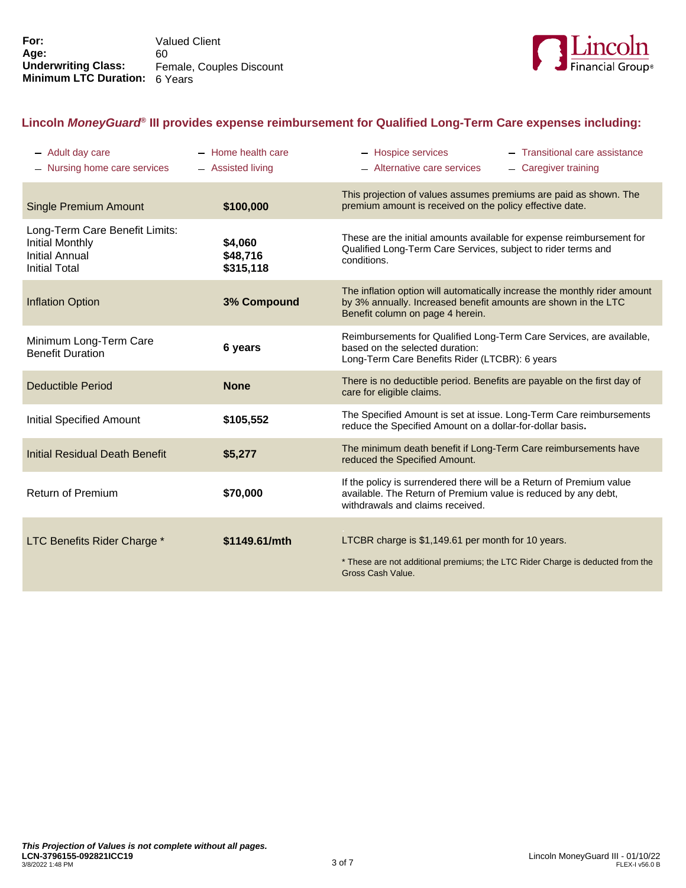**For:** Valued Client
**Age:** 60
**Underwriting Class:** Female, Couples Discount
**Minimum LTC Duration:** 6 Years

## Lincoln *MoneyGuard*® III provides expense reimbursement for Qualified Long-Term Care expenses including:

- Adult day care
- Nursing home care services
- Home health care
- Assisted living
- Hospice services
- Alternative care services
- Transitional care assistance
- Caregiver training

| | | |
|---|---|---|
| Single Premium Amount | **$100,000** | This projection of values assumes premiums are paid as shown. The premium amount is received on the policy effective date. |
| Long-Term Care Benefit Limits:<br>Initial Monthly<br>Initial Annual<br>Initial Total | **$4,060**<br>**$48,716**<br>**$315,118** | These are the initial amounts available for expense reimbursement for Qualified Long-Term Care Services, subject to rider terms and conditions. |
| Inflation Option | **3% Compound** | The inflation option will automatically increase the monthly rider amount by 3% annually. Increased benefit amounts are shown in the LTC Benefit column on page 4 herein. |
| Minimum Long-Term Care Benefit Duration | **6 years** | Reimbursements for Qualified Long-Term Care Services, are available, based on the selected duration:<br>Long-Term Care Benefits Rider (LTCBR): 6 years |
| Deductible Period | **None** | There is no deductible period. Benefits are payable on the first day of care for eligible claims. |
| Initial Specified Amount | **$105,552** | The Specified Amount is set at issue. Long-Term Care reimbursements reduce the Specified Amount on a dollar-for-dollar basis**.** |
| Initial Residual Death Benefit | **$5,277** | The minimum death benefit if Long-Term Care reimbursements have reduced the Specified Amount. |
| Return of Premium | **$70,000** | If the policy is surrendered there will be a Return of Premium value available. The Return of Premium value is reduced by any debt, withdrawals and claims received. |
| LTC Benefits Rider Charge * | **$1149.61/mth** | LTCBR charge is $1,149.61 per month for 10 years.<br><br>* These are not additional premiums; the LTC Rider Charge is deducted from the Gross Cash Value. |

***This Projection of Values is not complete without all pages.***
**LCN-3796155-092821ICC19**
3/8/2022 1:48 PM

Lincoln MoneyGuard III - 01/10/22
FLEX-I v56.0 B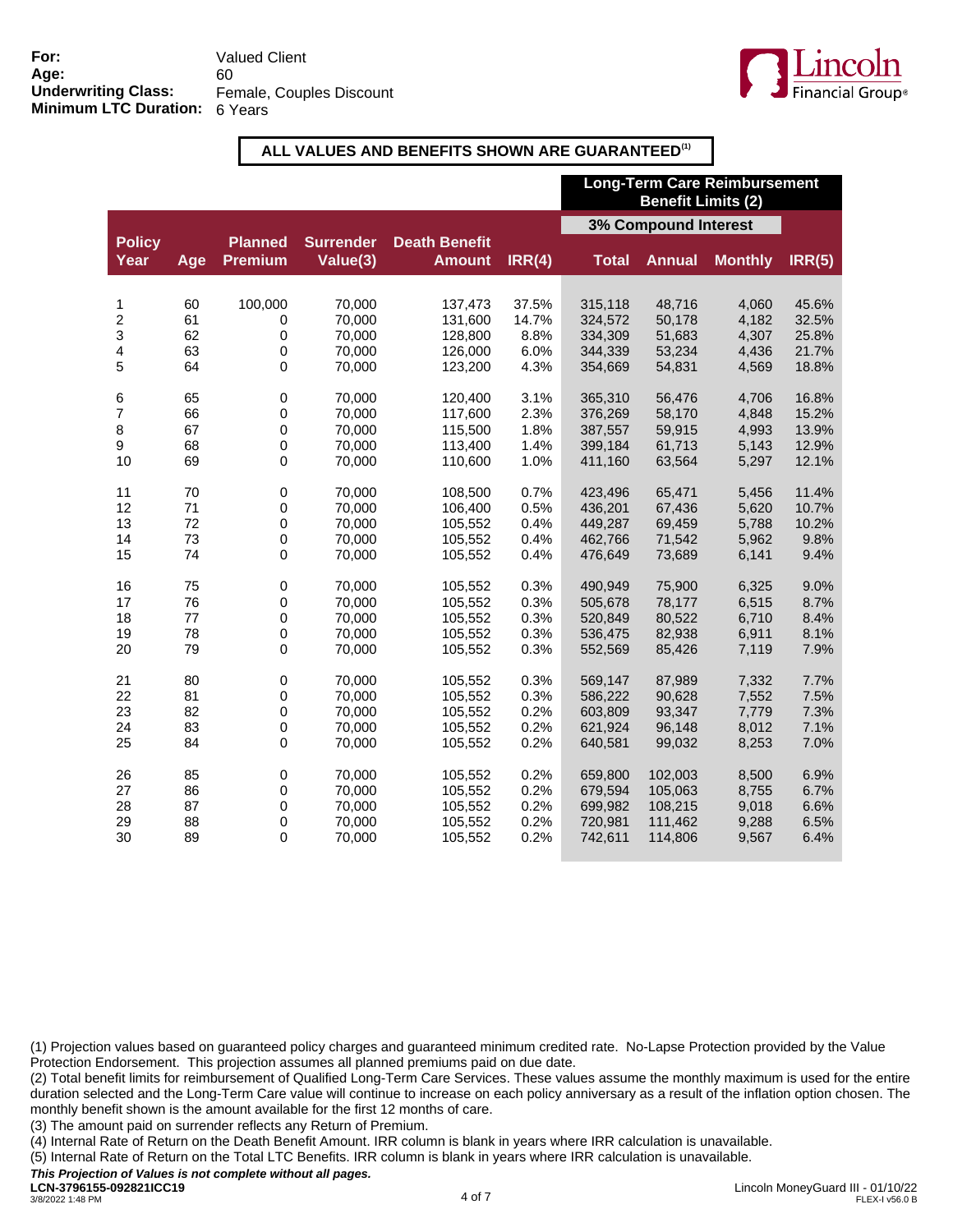**For:** Valued Client
**Age:** 60
**Underwriting Class:** Female, Couples Discount
**Minimum LTC Duration:** 6 Years

**ALL VALUES AND BENEFITS SHOWN ARE GUARANTEED[(1)]**

| | | | | | | Long-Term Care Reimbursement Benefit Limits (2) | | | |
|---|---|---|---|---|---|---|---|---|---|
| | | | | | | 3% Compound Interest | | | |
| Policy Year | Age | Planned Premium | Surrender Value(3) | Death Benefit Amount | IRR(4) | Total | Annual | Monthly | IRR(5) |
| 1 | 60 | 100,000 | 70,000 | 137,473 | 37.5% | 315,118 | 48,716 | 4,060 | 45.6% |
| 2 | 61 | 0 | 70,000 | 131,600 | 14.7% | 324,572 | 50,178 | 4,182 | 32.5% |
| 3 | 62 | 0 | 70,000 | 128,800 | 8.8% | 334,309 | 51,683 | 4,307 | 25.8% |
| 4 | 63 | 0 | 70,000 | 126,000 | 6.0% | 344,339 | 53,234 | 4,436 | 21.7% |
| 5 | 64 | 0 | 70,000 | 123,200 | 4.3% | 354,669 | 54,831 | 4,569 | 18.8% |
| 6 | 65 | 0 | 70,000 | 120,400 | 3.1% | 365,310 | 56,476 | 4,706 | 16.8% |
| 7 | 66 | 0 | 70,000 | 117,600 | 2.3% | 376,269 | 58,170 | 4,848 | 15.2% |
| 8 | 67 | 0 | 70,000 | 115,500 | 1.8% | 387,557 | 59,915 | 4,993 | 13.9% |
| 9 | 68 | 0 | 70,000 | 113,400 | 1.4% | 399,184 | 61,713 | 5,143 | 12.9% |
| 10 | 69 | 0 | 70,000 | 110,600 | 1.0% | 411,160 | 63,564 | 5,297 | 12.1% |
| 11 | 70 | 0 | 70,000 | 108,500 | 0.7% | 423,496 | 65,471 | 5,456 | 11.4% |
| 12 | 71 | 0 | 70,000 | 106,400 | 0.5% | 436,201 | 67,436 | 5,620 | 10.7% |
| 13 | 72 | 0 | 70,000 | 105,552 | 0.4% | 449,287 | 69,459 | 5,788 | 10.2% |
| 14 | 73 | 0 | 70,000 | 105,552 | 0.4% | 462,766 | 71,542 | 5,962 | 9.8% |
| 15 | 74 | 0 | 70,000 | 105,552 | 0.4% | 476,649 | 73,689 | 6,141 | 9.4% |
| 16 | 75 | 0 | 70,000 | 105,552 | 0.3% | 490,949 | 75,900 | 6,325 | 9.0% |
| 17 | 76 | 0 | 70,000 | 105,552 | 0.3% | 505,678 | 78,177 | 6,515 | 8.7% |
| 18 | 77 | 0 | 70,000 | 105,552 | 0.3% | 520,849 | 80,522 | 6,710 | 8.4% |
| 19 | 78 | 0 | 70,000 | 105,552 | 0.3% | 536,475 | 82,938 | 6,911 | 8.1% |
| 20 | 79 | 0 | 70,000 | 105,552 | 0.3% | 552,569 | 85,426 | 7,119 | 7.9% |
| 21 | 80 | 0 | 70,000 | 105,552 | 0.3% | 569,147 | 87,989 | 7,332 | 7.7% |
| 22 | 81 | 0 | 70,000 | 105,552 | 0.3% | 586,222 | 90,628 | 7,552 | 7.5% |
| 23 | 82 | 0 | 70,000 | 105,552 | 0.2% | 603,809 | 93,347 | 7,779 | 7.3% |
| 24 | 83 | 0 | 70,000 | 105,552 | 0.2% | 621,924 | 96,148 | 8,012 | 7.1% |
| 25 | 84 | 0 | 70,000 | 105,552 | 0.2% | 640,581 | 99,032 | 8,253 | 7.0% |
| 26 | 85 | 0 | 70,000 | 105,552 | 0.2% | 659,800 | 102,003 | 8,500 | 6.9% |
| 27 | 86 | 0 | 70,000 | 105,552 | 0.2% | 679,594 | 105,063 | 8,755 | 6.7% |
| 28 | 87 | 0 | 70,000 | 105,552 | 0.2% | 699,982 | 108,215 | 9,018 | 6.6% |
| 29 | 88 | 0 | 70,000 | 105,552 | 0.2% | 720,981 | 111,462 | 9,288 | 6.5% |
| 30 | 89 | 0 | 70,000 | 105,552 | 0.2% | 742,611 | 114,806 | 9,567 | 6.4% |

(1) Projection values based on guaranteed policy charges and guaranteed minimum credited rate. No-Lapse Protection provided by the Value Protection Endorsement. This projection assumes all planned premiums paid on due date.

(2) Total benefit limits for reimbursement of Qualified Long-Term Care Services. These values assume the monthly maximum is used for the entire duration selected and the Long-Term Care value will continue to increase on each policy anniversary as a result of the inflation option chosen. The monthly benefit shown is the amount available for the first 12 months of care.

(3) The amount paid on surrender reflects any Return of Premium.

(4) Internal Rate of Return on the Death Benefit Amount. IRR column is blank in years where IRR calculation is unavailable.

(5) Internal Rate of Return on the Total LTC Benefits. IRR column is blank in years where IRR calculation is unavailable.

***This Projection of Values is not complete without all pages.***

**LCN-3796155-092821ICC19**
3/8/2022 1:48 PM

Lincoln MoneyGuard III - 01/10/22
FLEX-I v56.0 B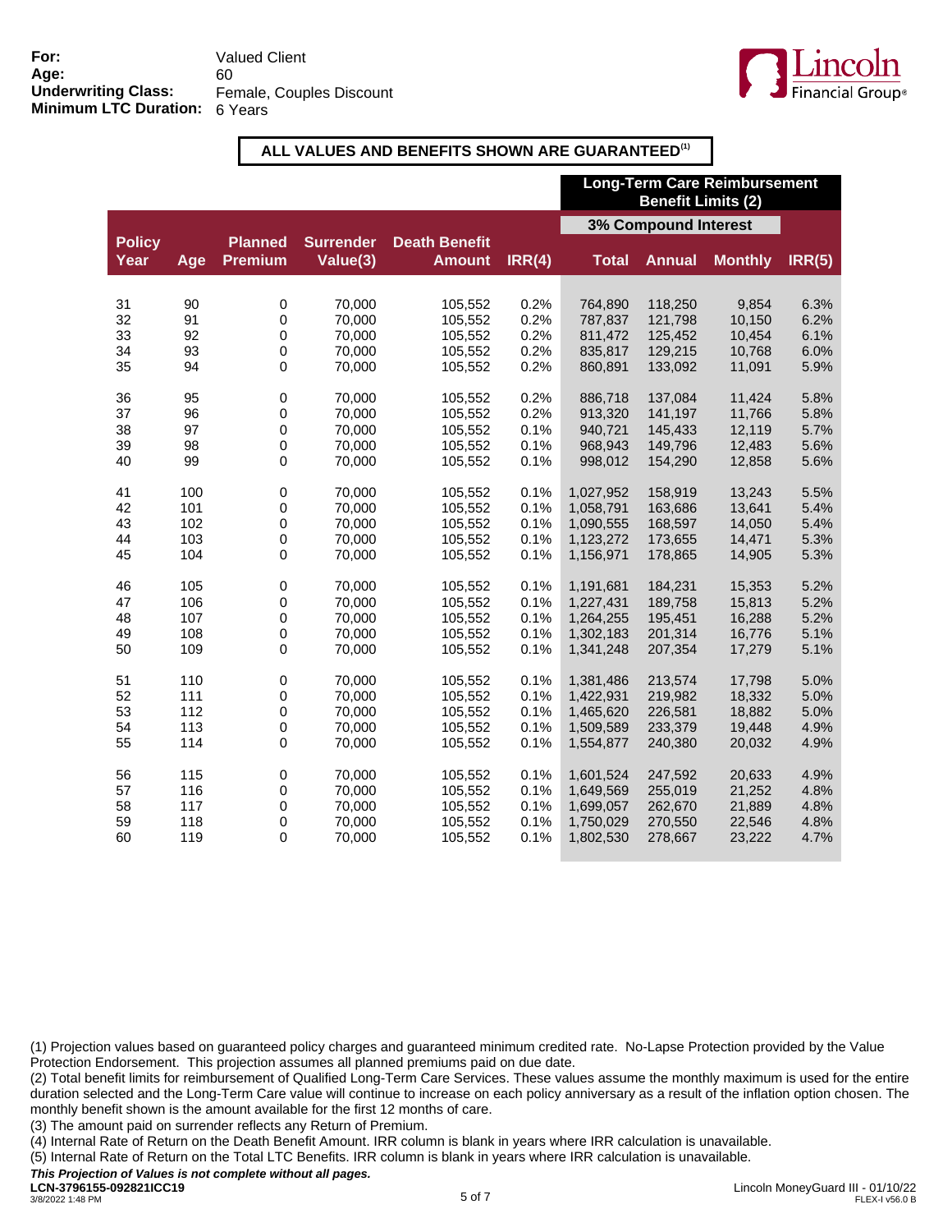**For:** Valued Client
**Age:** 60
**Underwriting Class:** Female, Couples Discount
**Minimum LTC Duration:** 6 Years

**ALL VALUES AND BENEFITS SHOWN ARE GUARANTEED[1]**

| | | | | | | Long-Term Care Reimbursement Benefit Limits (2) | | | |
|---|---|---|---|---|---|---|---|---|---|
| | | | | | | 3% Compound Interest | | | |
| Policy Year | Age | Planned Premium | Surrender Value(3) | Death Benefit Amount | IRR(4) | Total | Annual | Monthly | IRR(5) |
| 31 | 90 | 0 | 70,000 | 105,552 | 0.2% | 764,890 | 118,250 | 9,854 | 6.3% |
| 32 | 91 | 0 | 70,000 | 105,552 | 0.2% | 787,837 | 121,798 | 10,150 | 6.2% |
| 33 | 92 | 0 | 70,000 | 105,552 | 0.2% | 811,472 | 125,452 | 10,454 | 6.1% |
| 34 | 93 | 0 | 70,000 | 105,552 | 0.2% | 835,817 | 129,215 | 10,768 | 6.0% |
| 35 | 94 | 0 | 70,000 | 105,552 | 0.2% | 860,891 | 133,092 | 11,091 | 5.9% |
| 36 | 95 | 0 | 70,000 | 105,552 | 0.2% | 886,718 | 137,084 | 11,424 | 5.8% |
| 37 | 96 | 0 | 70,000 | 105,552 | 0.2% | 913,320 | 141,197 | 11,766 | 5.8% |
| 38 | 97 | 0 | 70,000 | 105,552 | 0.1% | 940,721 | 145,433 | 12,119 | 5.7% |
| 39 | 98 | 0 | 70,000 | 105,552 | 0.1% | 968,943 | 149,796 | 12,483 | 5.6% |
| 40 | 99 | 0 | 70,000 | 105,552 | 0.1% | 998,012 | 154,290 | 12,858 | 5.6% |
| 41 | 100 | 0 | 70,000 | 105,552 | 0.1% | 1,027,952 | 158,919 | 13,243 | 5.5% |
| 42 | 101 | 0 | 70,000 | 105,552 | 0.1% | 1,058,791 | 163,686 | 13,641 | 5.4% |
| 43 | 102 | 0 | 70,000 | 105,552 | 0.1% | 1,090,555 | 168,597 | 14,050 | 5.4% |
| 44 | 103 | 0 | 70,000 | 105,552 | 0.1% | 1,123,272 | 173,655 | 14,471 | 5.3% |
| 45 | 104 | 0 | 70,000 | 105,552 | 0.1% | 1,156,971 | 178,865 | 14,905 | 5.3% |
| 46 | 105 | 0 | 70,000 | 105,552 | 0.1% | 1,191,681 | 184,231 | 15,353 | 5.2% |
| 47 | 106 | 0 | 70,000 | 105,552 | 0.1% | 1,227,431 | 189,758 | 15,813 | 5.2% |
| 48 | 107 | 0 | 70,000 | 105,552 | 0.1% | 1,264,255 | 195,451 | 16,288 | 5.2% |
| 49 | 108 | 0 | 70,000 | 105,552 | 0.1% | 1,302,183 | 201,314 | 16,776 | 5.1% |
| 50 | 109 | 0 | 70,000 | 105,552 | 0.1% | 1,341,248 | 207,354 | 17,279 | 5.1% |
| 51 | 110 | 0 | 70,000 | 105,552 | 0.1% | 1,381,486 | 213,574 | 17,798 | 5.0% |
| 52 | 111 | 0 | 70,000 | 105,552 | 0.1% | 1,422,931 | 219,982 | 18,332 | 5.0% |
| 53 | 112 | 0 | 70,000 | 105,552 | 0.1% | 1,465,620 | 226,581 | 18,882 | 5.0% |
| 54 | 113 | 0 | 70,000 | 105,552 | 0.1% | 1,509,589 | 233,379 | 19,448 | 4.9% |
| 55 | 114 | 0 | 70,000 | 105,552 | 0.1% | 1,554,877 | 240,380 | 20,032 | 4.9% |
| 56 | 115 | 0 | 70,000 | 105,552 | 0.1% | 1,601,524 | 247,592 | 20,633 | 4.9% |
| 57 | 116 | 0 | 70,000 | 105,552 | 0.1% | 1,649,569 | 255,019 | 21,252 | 4.8% |
| 58 | 117 | 0 | 70,000 | 105,552 | 0.1% | 1,699,057 | 262,670 | 21,889 | 4.8% |
| 59 | 118 | 0 | 70,000 | 105,552 | 0.1% | 1,750,029 | 270,550 | 22,546 | 4.8% |
| 60 | 119 | 0 | 70,000 | 105,552 | 0.1% | 1,802,530 | 278,667 | 23,222 | 4.7% |

(1) Projection values based on guaranteed policy charges and guaranteed minimum credited rate. No-Lapse Protection provided by the Value Protection Endorsement. This projection assumes all planned premiums paid on due date.
(2) Total benefit limits for reimbursement of Qualified Long-Term Care Services. These values assume the monthly maximum is used for the entire duration selected and the Long-Term Care value will continue to increase on each policy anniversary as a result of the inflation option chosen. The monthly benefit shown is the amount available for the first 12 months of care.
(3) The amount paid on surrender reflects any Return of Premium.
(4) Internal Rate of Return on the Death Benefit Amount. IRR column is blank in years where IRR calculation is unavailable.
(5) Internal Rate of Return on the Total LTC Benefits. IRR column is blank in years where IRR calculation is unavailable.

***This Projection of Values is not complete without all pages.***

**LCN-3796155-092821ICC19**
3/8/2022 1:48 PM

Lincoln MoneyGuard III - 01/10/22
FLEX-I v56.0 B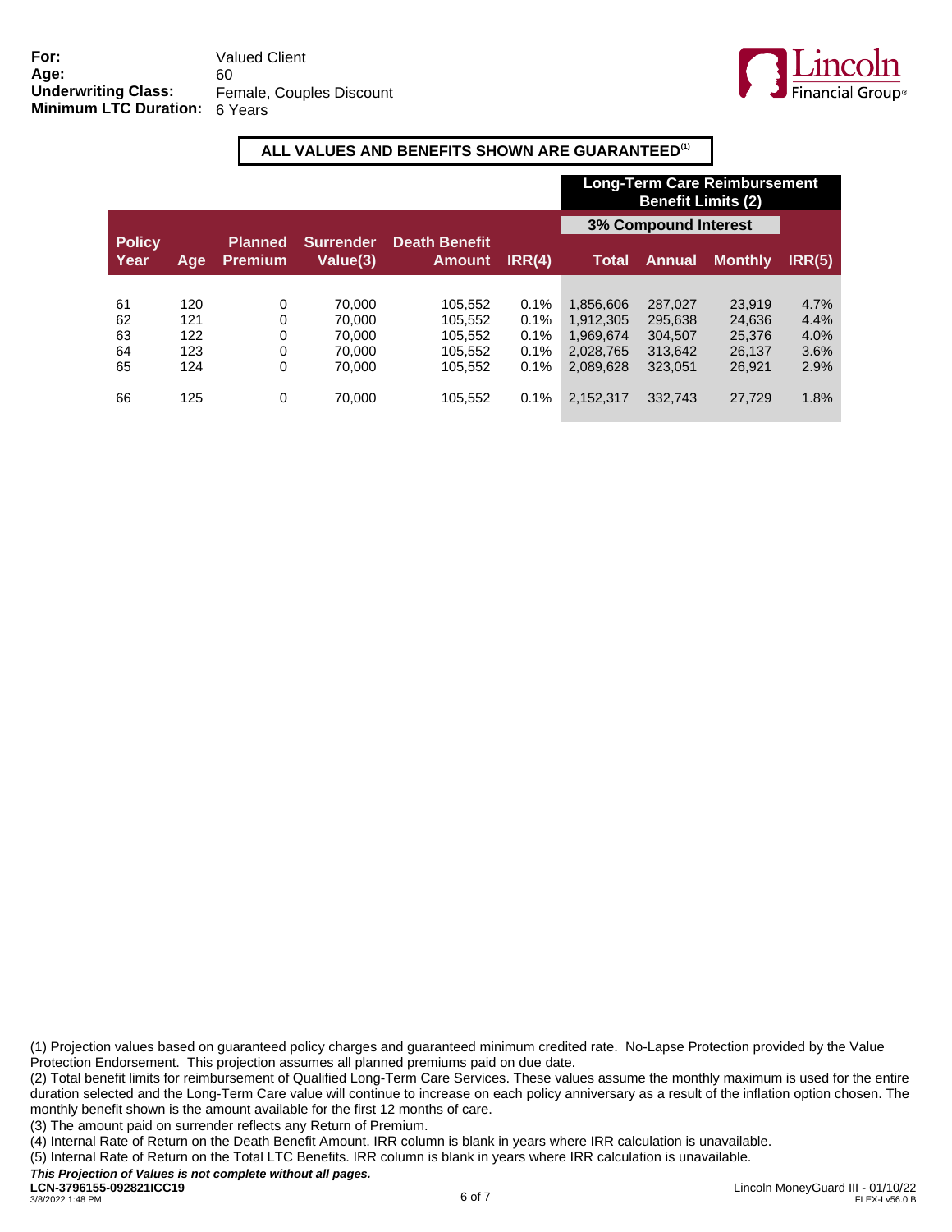For: Valued Client
Age: 60
Underwriting Class: Female, Couples Discount
Minimum LTC Duration: 6 Years

**ALL VALUES AND BENEFITS SHOWN ARE GUARANTEED[1]**

| | | | | | | Long-Term Care Reimbursement Benefit Limits (2) | | | |
|---|---|---|---|---|---|---|---|---|---|
| | | | | | | 3% Compound Interest | | | |
| Policy Year | Age | Planned Premium | Surrender Value(3) | Death Benefit Amount | IRR(4) | Total | Annual | Monthly | IRR(5) |
| 61 | 120 | 0 | 70,000 | 105,552 | 0.1% | 1,856,606 | 287,027 | 23,919 | 4.7% |
| 62 | 121 | 0 | 70,000 | 105,552 | 0.1% | 1,912,305 | 295,638 | 24,636 | 4.4% |
| 63 | 122 | 0 | 70,000 | 105,552 | 0.1% | 1,969,674 | 304,507 | 25,376 | 4.0% |
| 64 | 123 | 0 | 70,000 | 105,552 | 0.1% | 2,028,765 | 313,642 | 26,137 | 3.6% |
| 65 | 124 | 0 | 70,000 | 105,552 | 0.1% | 2,089,628 | 323,051 | 26,921 | 2.9% |
| 66 | 125 | 0 | 70,000 | 105,552 | 0.1% | 2,152,317 | 332,743 | 27,729 | 1.8% |

(1) Projection values based on guaranteed policy charges and guaranteed minimum credited rate. No-Lapse Protection provided by the Value Protection Endorsement. This projection assumes all planned premiums paid on due date.

(2) Total benefit limits for reimbursement of Qualified Long-Term Care Services. These values assume the monthly maximum is used for the entire duration selected and the Long-Term Care value will continue to increase on each policy anniversary as a result of the inflation option chosen. The monthly benefit shown is the amount available for the first 12 months of care.

(3) The amount paid on surrender reflects any Return of Premium.

(4) Internal Rate of Return on the Death Benefit Amount. IRR column is blank in years where IRR calculation is unavailable.

(5) Internal Rate of Return on the Total LTC Benefits. IRR column is blank in years where IRR calculation is unavailable.

***This Projection of Values is not complete without all pages.***

**LCN-3796155-092821ICC19**
3/8/2022 1:48 PM

Lincoln MoneyGuard III - 01/10/22
FLEX-I v56.0 B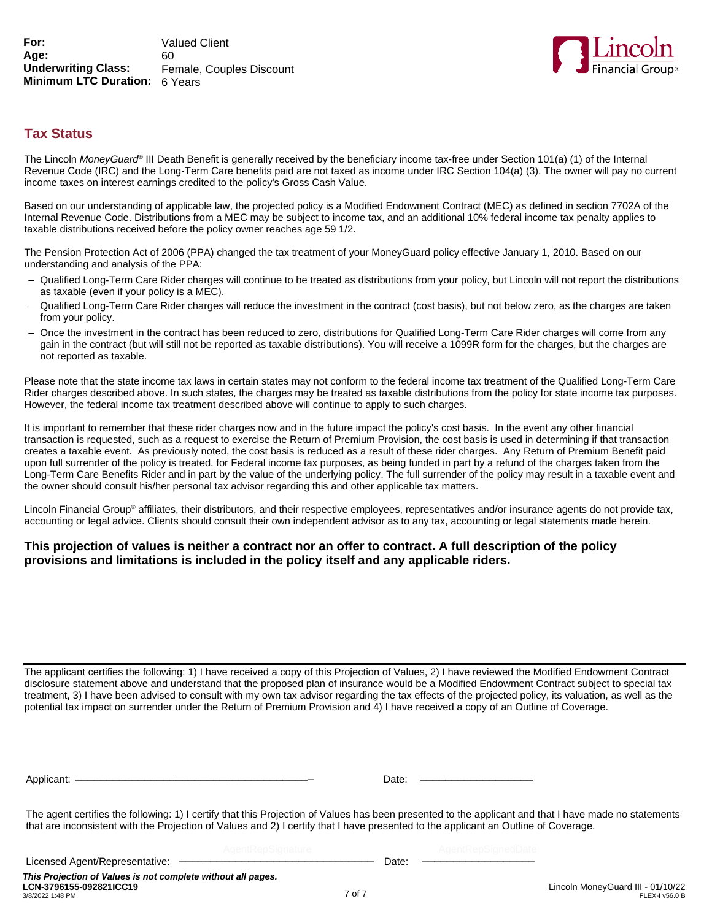**For:** Valued Client
**Age:** 60
**Underwriting Class:** Female, Couples Discount
**Minimum LTC Duration:** 6 Years

## Tax Status

The Lincoln *MoneyGuard*® III Death Benefit is generally received by the beneficiary income tax-free under Section 101(a) (1) of the Internal Revenue Code (IRC) and the Long-Term Care benefits paid are not taxed as income under IRC Section 104(a) (3). The owner will pay no current income taxes on interest earnings credited to the policy's Gross Cash Value.

Based on our understanding of applicable law, the projected policy is a Modified Endowment Contract (MEC) as defined in section 7702A of the Internal Revenue Code. Distributions from a MEC may be subject to income tax, and an additional 10% federal income tax penalty applies to taxable distributions received before the policy owner reaches age 59 1/2.

The Pension Protection Act of 2006 (PPA) changed the tax treatment of your MoneyGuard policy effective January 1, 2010. Based on our understanding and analysis of the PPA:

- Qualified Long-Term Care Rider charges will continue to be treated as distributions from your policy, but Lincoln will not report the distributions as taxable (even if your policy is a MEC).
- Qualified Long-Term Care Rider charges will reduce the investment in the contract (cost basis), but not below zero, as the charges are taken from your policy.
- Once the investment in the contract has been reduced to zero, distributions for Qualified Long-Term Care Rider charges will come from any gain in the contract (but will still not be reported as taxable distributions). You will receive a 1099R form for the charges, but the charges are not reported as taxable.

Please note that the state income tax laws in certain states may not conform to the federal income tax treatment of the Qualified Long-Term Care Rider charges described above. In such states, the charges may be treated as taxable distributions from the policy for state income tax purposes. However, the federal income tax treatment described above will continue to apply to such charges.

It is important to remember that these rider charges now and in the future impact the policy's cost basis. In the event any other financial transaction is requested, such as a request to exercise the Return of Premium Provision, the cost basis is used in determining if that transaction creates a taxable event. As previously noted, the cost basis is reduced as a result of these rider charges. Any Return of Premium Benefit paid upon full surrender of the policy is treated, for Federal income tax purposes, as being funded in part by a refund of the charges taken from the Long-Term Care Benefits Rider and in part by the value of the underlying policy. The full surrender of the policy may result in a taxable event and the owner should consult his/her personal tax advisor regarding this and other applicable tax matters.

Lincoln Financial Group® affiliates, their distributors, and their respective employees, representatives and/or insurance agents do not provide tax, accounting or legal advice. Clients should consult their own independent advisor as to any tax, accounting or legal statements made herein.

**This projection of values is neither a contract nor an offer to contract. A full description of the policy provisions and limitations is included in the policy itself and any applicable riders.**

---

The applicant certifies the following: 1) I have received a copy of this Projection of Values, 2) I have reviewed the Modified Endowment Contract disclosure statement above and understand that the proposed plan of insurance would be a Modified Endowment Contract subject to special tax treatment, 3) I have been advised to consult with my own tax advisor regarding the tax effects of the projected policy, its valuation, as well as the potential tax impact on surrender under the Return of Premium Provision and 4) I have received a copy of an Outline of Coverage.

Applicant: ______________________________ Date: ____________________

The agent certifies the following: 1) I certify that this Projection of Values has been presented to the applicant and that I have made no statements that are inconsistent with the Projection of Values and 2) I certify that I have presented to the applicant an Outline of Coverage.

Licensed Agent/Representative: ______________________________ Date: ____________________

***This Projection of Values is not complete without all pages.***

**LCN-3796155-092821ICC19**
3/8/2022 1:48 PM

Lincoln MoneyGuard III - 01/10/22
FLEX-I v56.0 B